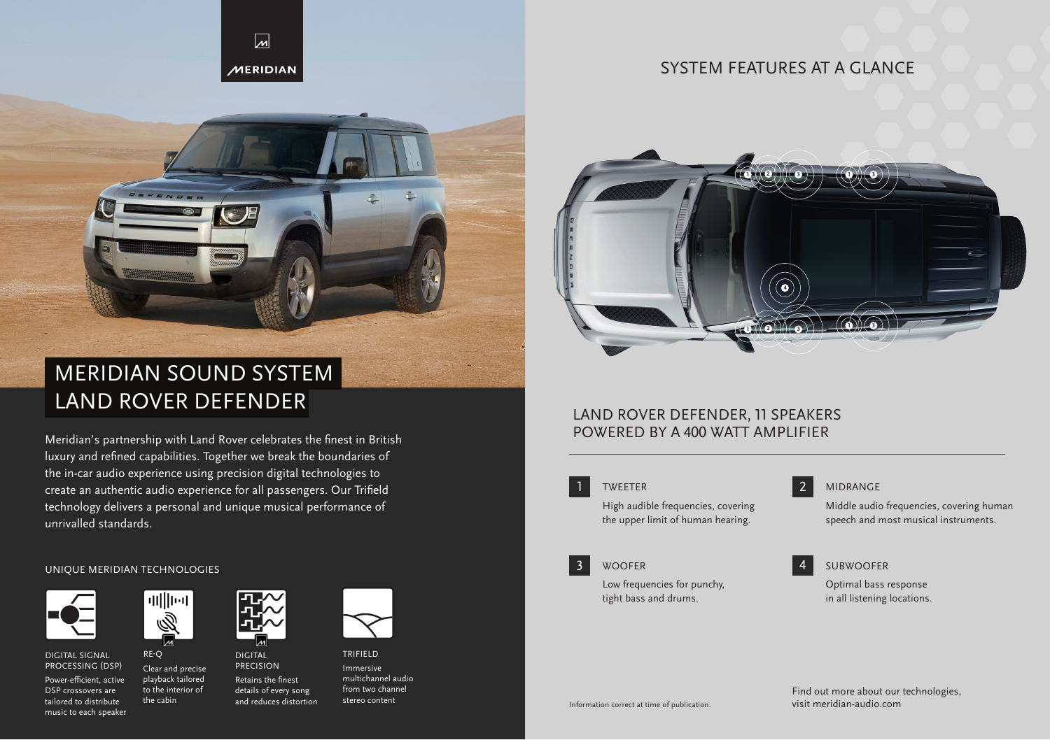MERIDIAN

# MERIDIAN SOUND SYSTEM LAND ROVER DEFENDER

Meridian's partnership with Land Rover celebrates the finest in British luxury and refined capabilities. Together we break the boundaries of the in-car audio experience using precision digital technologies to create an authentic audio experience for all passengers. Our Trifield technology delivers a personal and unique musical performance of unrivalled standards.

## UNIQUE MERIDIAN TECHNOLOGIES

**DIGITAL SIGNAL PROCESSING (DSP)**
Power-efficient, active DSP crossovers are tailored to distribute music to each speaker

**RE-Q**
Clear and precise playback tailored to the interior of the cabin

**DIGITAL PRECISION**
Retains the finest details of every song and reduces distortion

**TRIFIELD**
Immersive multichannel audio from two channel stereo content

## SYSTEM FEATURES AT A GLANCE

## LAND ROVER DEFENDER, 11 SPEAKERS POWERED BY A 400 WATT AMPLIFIER

**1 TWEETER**
High audible frequencies, covering the upper limit of human hearing.

**2 MIDRANGE**
Middle audio frequencies, covering human speech and most musical instruments.

**3 WOOFER**
Low frequencies for punchy, tight bass and drums.

**4 SUBWOOFER**
Optimal bass response in all listening locations.

Information correct at time of publication.

Find out more about our technologies, visit meridian-audio.com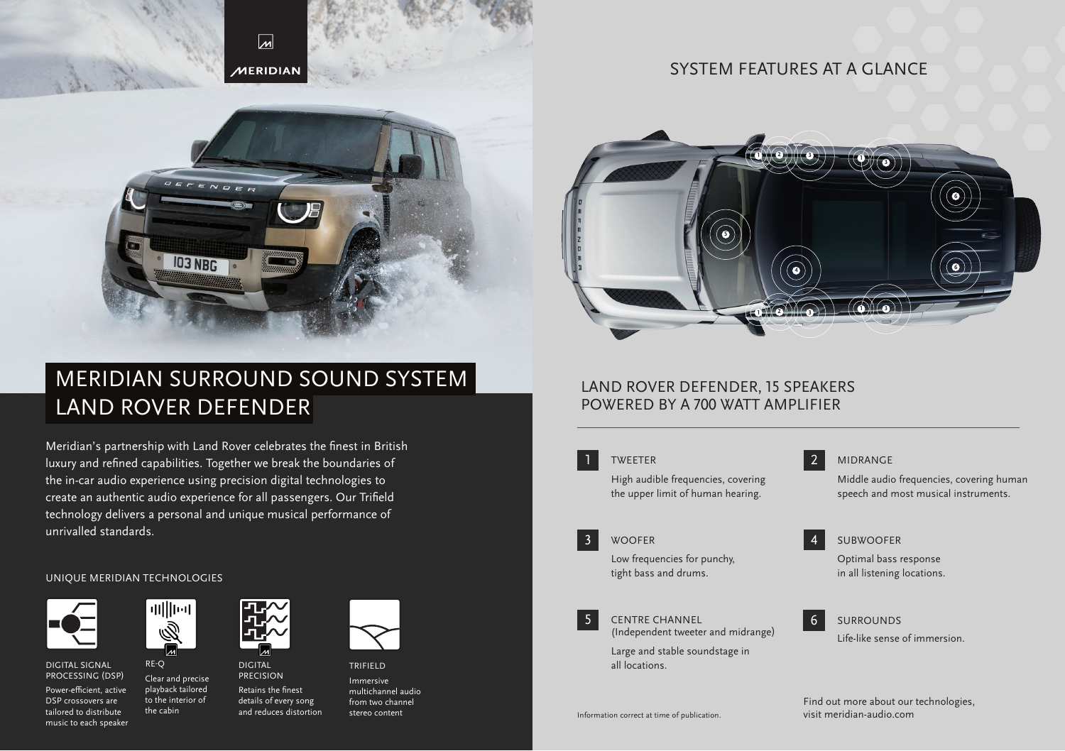MERIDIAN

# MERIDIAN SURROUND SOUND SYSTEM LAND ROVER DEFENDER

Meridian's partnership with Land Rover celebrates the finest in British luxury and refined capabilities. Together we break the boundaries of the in-car audio experience using precision digital technologies to create an authentic audio experience for all passengers. Our Trifield technology delivers a personal and unique musical performance of unrivalled standards.

## UNIQUE MERIDIAN TECHNOLOGIES

**DIGITAL SIGNAL PROCESSING (DSP)**
Power-efficient, active DSP crossovers are tailored to distribute music to each speaker

**RE-Q**
Clear and precise playback tailored to the interior of the cabin

**DIGITAL PRECISION**
Retains the finest details of every song and reduces distortion

**TRIFIELD**
Immersive multichannel audio from two channel stereo content

## SYSTEM FEATURES AT A GLANCE

## LAND ROVER DEFENDER, 15 SPEAKERS POWERED BY A 700 WATT AMPLIFIER

**1 TWEETER**
High audible frequencies, covering the upper limit of human hearing.

**2 MIDRANGE**
Middle audio frequencies, covering human speech and most musical instruments.

**3 WOOFER**
Low frequencies for punchy, tight bass and drums.

**4 SUBWOOFER**
Optimal bass response in all listening locations.

**5 CENTRE CHANNEL**
(Independent tweeter and midrange)
Large and stable soundstage in all locations.

**6 SURROUNDS**
Life-like sense of immersion.

Information correct at time of publication.

Find out more about our technologies, visit meridian-audio.com